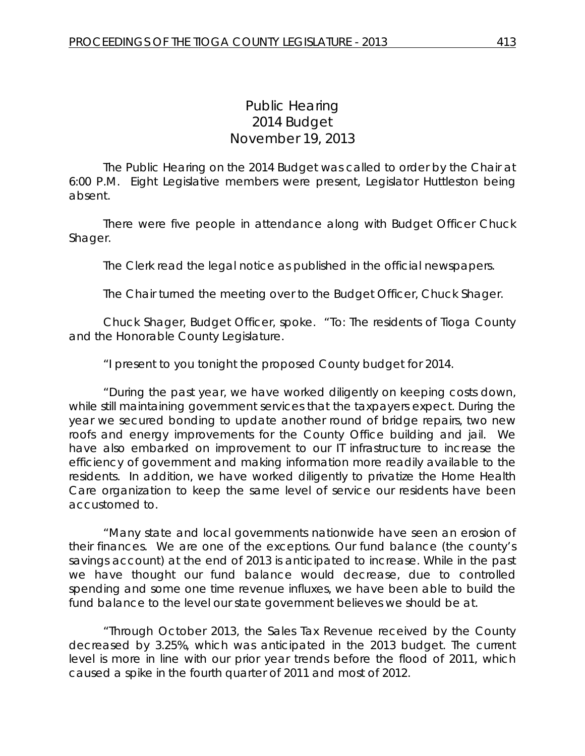# Public Hearing
# 2014 Budget
# November 19, 2013

The Public Hearing on the 2014 Budget was called to order by the Chair at 6:00 P.M. Eight Legislative members were present, Legislator Huttleston being absent.

There were five people in attendance along with Budget Officer Chuck Shager.

The Clerk read the legal notice as published in the official newspapers.

The Chair turned the meeting over to the Budget Officer, Chuck Shager.

Chuck Shager, Budget Officer, spoke. "To: The residents of Tioga County and the Honorable County Legislature.

"I present to you tonight the proposed County budget for 2014.

"During the past year, we have worked diligently on keeping costs down, while still maintaining government services that the taxpayers expect. During the year we secured bonding to update another round of bridge repairs, two new roofs and energy improvements for the County Office building and jail. We have also embarked on improvement to our IT infrastructure to increase the efficiency of government and making information more readily available to the residents. In addition, we have worked diligently to privatize the Home Health Care organization to keep the same level of service our residents have been accustomed to.

"Many state and local governments nationwide have seen an erosion of their finances. We are one of the exceptions. Our fund balance (the county's savings account) at the end of 2013 is anticipated to increase. While in the past we have thought our fund balance would decrease, due to controlled spending and some one time revenue influxes, we have been able to build the fund balance to the level our state government believes we should be at.

"Through October 2013, the Sales Tax Revenue received by the County decreased by 3.25%, which was anticipated in the 2013 budget. The current level is more in line with our prior year trends before the flood of 2011, which caused a spike in the fourth quarter of 2011 and most of 2012.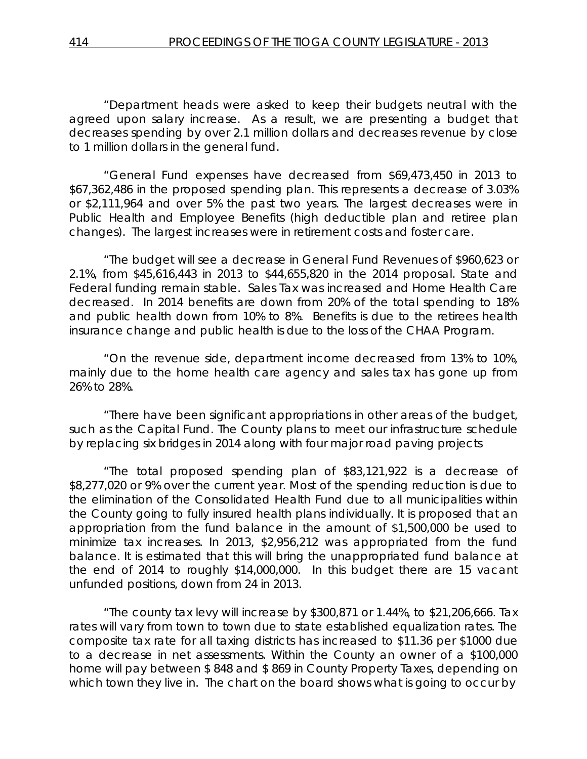"Department heads were asked to keep their budgets neutral with the agreed upon salary increase. As a result, we are presenting a budget that decreases spending by over 2.1 million dollars and decreases revenue by close to 1 million dollars in the general fund.

"General Fund expenses have decreased from $69,473,450 in 2013 to $67,362,486 in the proposed spending plan. This represents a decrease of 3.03% or $2,111,964 and over 5% the past two years. The largest decreases were in Public Health and Employee Benefits (high deductible plan and retiree plan changes). The largest increases were in retirement costs and foster care.

"The budget will see a decrease in General Fund Revenues of $960,623 or 2.1%, from $45,616,443 in 2013 to $44,655,820 in the 2014 proposal. State and Federal funding remain stable. Sales Tax was increased and Home Health Care decreased. In 2014 benefits are down from 20% of the total spending to 18% and public health down from 10% to 8%. Benefits is due to the retirees health insurance change and public health is due to the loss of the CHAA Program.

"On the revenue side, department income decreased from 13% to 10%, mainly due to the home health care agency and sales tax has gone up from 26% to 28%.

"There have been significant appropriations in other areas of the budget, such as the Capital Fund. The County plans to meet our infrastructure schedule by replacing six bridges in 2014 along with four major road paving projects

"The total proposed spending plan of $83,121,922 is a decrease of $8,277,020 or 9% over the current year. Most of the spending reduction is due to the elimination of the Consolidated Health Fund due to all municipalities within the County going to fully insured health plans individually. It is proposed that an appropriation from the fund balance in the amount of $1,500,000 be used to minimize tax increases. In 2013, $2,956,212 was appropriated from the fund balance. It is estimated that this will bring the unappropriated fund balance at the end of 2014 to roughly $14,000,000. In this budget there are 15 vacant unfunded positions, down from 24 in 2013.

"The county tax levy will increase by $300,871 or 1.44%, to $21,206,666. Tax rates will vary from town to town due to state established equalization rates. The composite tax rate for all taxing districts has increased to $11.36 per $1000 due to a decrease in net assessments. Within the County an owner of a $100,000 home will pay between $ 848 and $ 869 in County Property Taxes, depending on which town they live in. The chart on the board shows what is going to occur by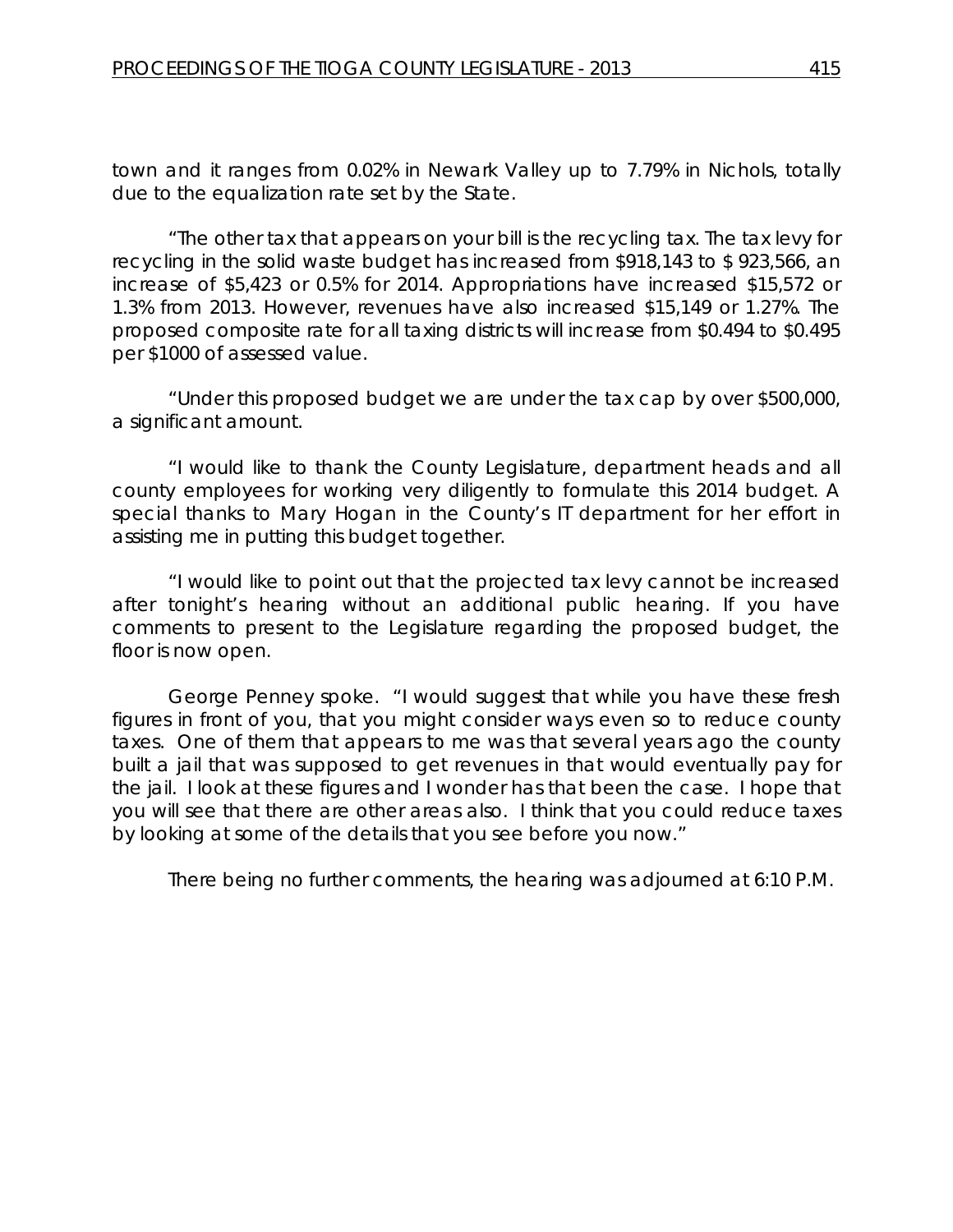town and it ranges from 0.02% in Newark Valley up to 7.79% in Nichols, totally due to the equalization rate set by the State.

"The other tax that appears on your bill is the recycling tax. The tax levy for recycling in the solid waste budget has increased from $918,143 to $ 923,566, an increase of $5,423 or 0.5% for 2014. Appropriations have increased $15,572 or 1.3% from 2013. However, revenues have also increased $15,149 or 1.27%. The proposed composite rate for all taxing districts will increase from $0.494 to $0.495 per $1000 of assessed value.

"Under this proposed budget we are under the tax cap by over $500,000, a significant amount.

"I would like to thank the County Legislature, department heads and all county employees for working very diligently to formulate this 2014 budget. A special thanks to Mary Hogan in the County's IT department for her effort in assisting me in putting this budget together.

"I would like to point out that the projected tax levy cannot be increased after tonight's hearing without an additional public hearing. If you have comments to present to the Legislature regarding the proposed budget, the floor is now open.

George Penney spoke. "I would suggest that while you have these fresh figures in front of you, that you might consider ways even so to reduce county taxes. One of them that appears to me was that several years ago the county built a jail that was supposed to get revenues in that would eventually pay for the jail. I look at these figures and I wonder has that been the case. I hope that you will see that there are other areas also. I think that you could reduce taxes by looking at some of the details that you see before you now."

There being no further comments, the hearing was adjourned at 6:10 P.M.